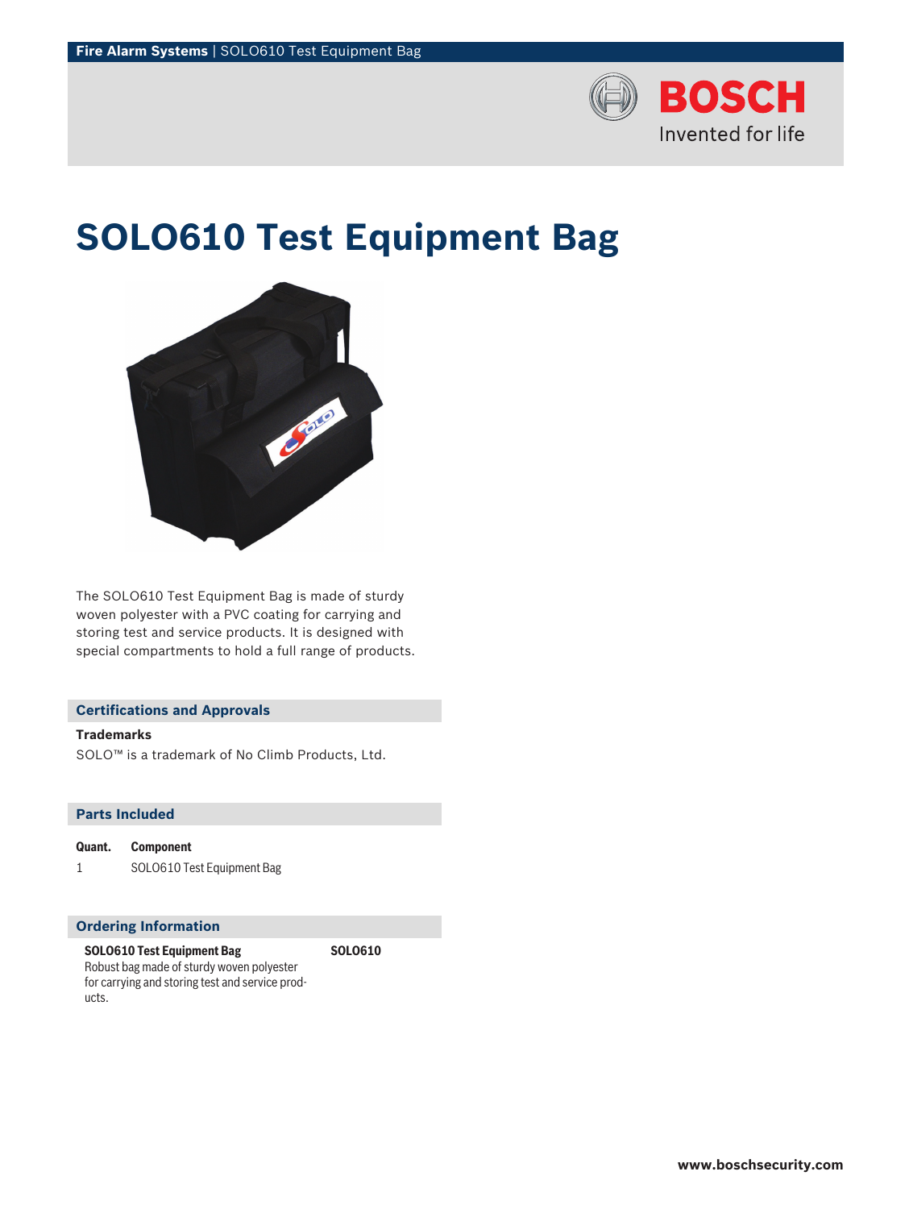# SOLO610 Test Equipment Bag

The SOLO610 Test Equipment Bag is made of sturdy woven polyester with a PVC coating for carrying and storing test and service products. It is designed with special compartments to hold a full range of products.

## Certifications and Approvals

**Trademarks**

SOLO™ is a trademark of No Climb Products, Ltd.

## Parts Included

| Quant. | Component |
| --- | --- |
| 1 | SOLO610 Test Equipment Bag |

## Ordering Information

| | |
| --- | --- |
| **SOLO610 Test Equipment Bag**<br>Robust bag made of sturdy woven polyester for carrying and storing test and service products. | **SOLO610** |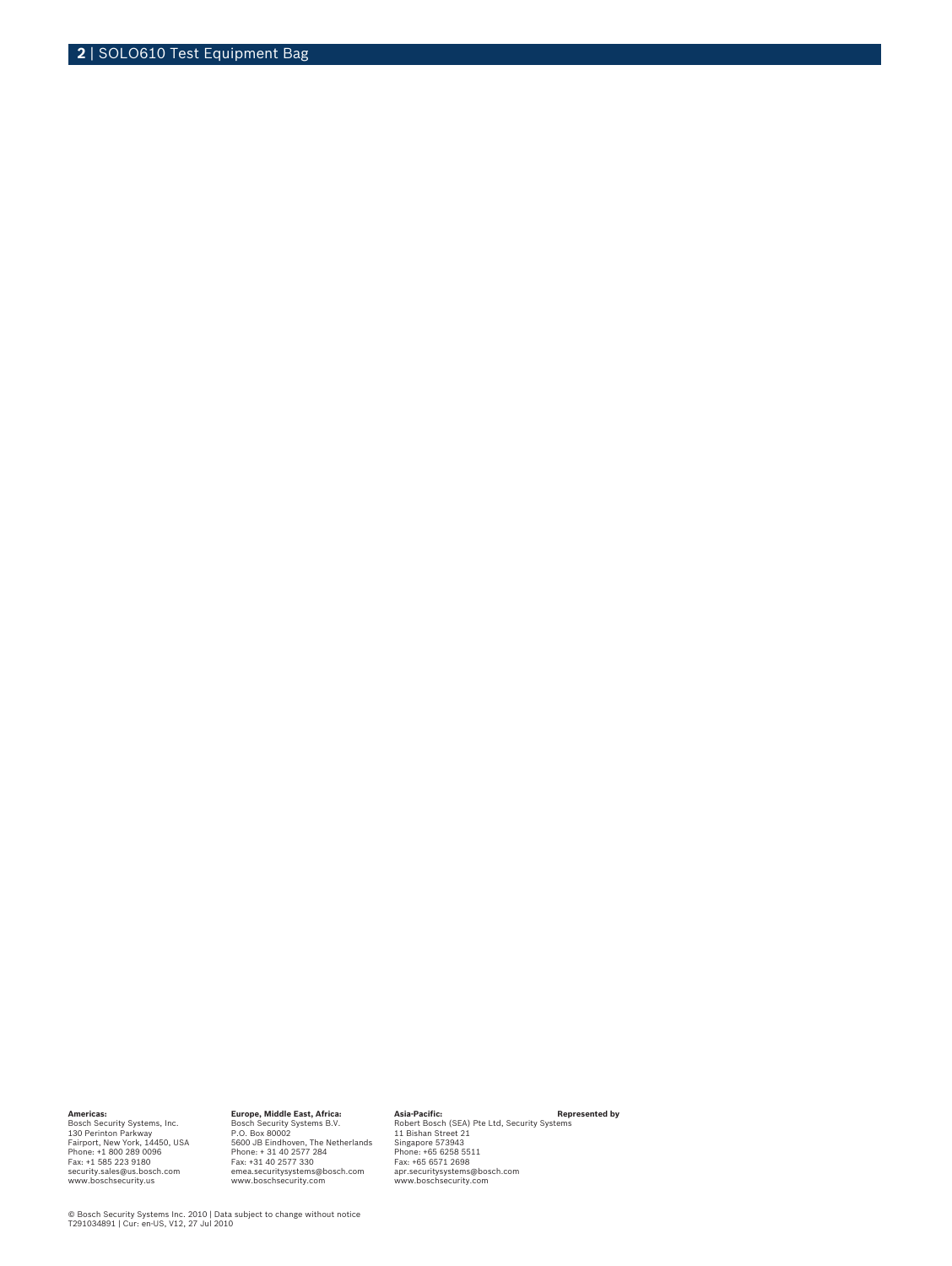**Americas:**
Bosch Security Systems, Inc.
130 Perinton Parkway
Fairport, New York, 14450, USA
Phone: +1 800 289 0096
Fax: +1 585 223 9180
security.sales@us.bosch.com
www.boschsecurity.us

**Europe, Middle East, Africa:**
Bosch Security Systems B.V.
P.O. Box 80002
5600 JB Eindhoven, The Netherlands
Phone: + 31 40 2577 284
Fax: +31 40 2577 330
emea.securitysystems@bosch.com
www.boschsecurity.com

**Asia-Pacific:**
Robert Bosch (SEA) Pte Ltd, Security Systems
11 Bishan Street 21
Singapore 573943
Phone: +65 6258 5511
Fax: +65 6571 2698
apr.securitysystems@bosch.com
www.boschsecurity.com

**Represented by**

© Bosch Security Systems Inc. 2010 | Data subject to change without notice
T291034891 | Cur: en-US, V12, 27 Jul 2010